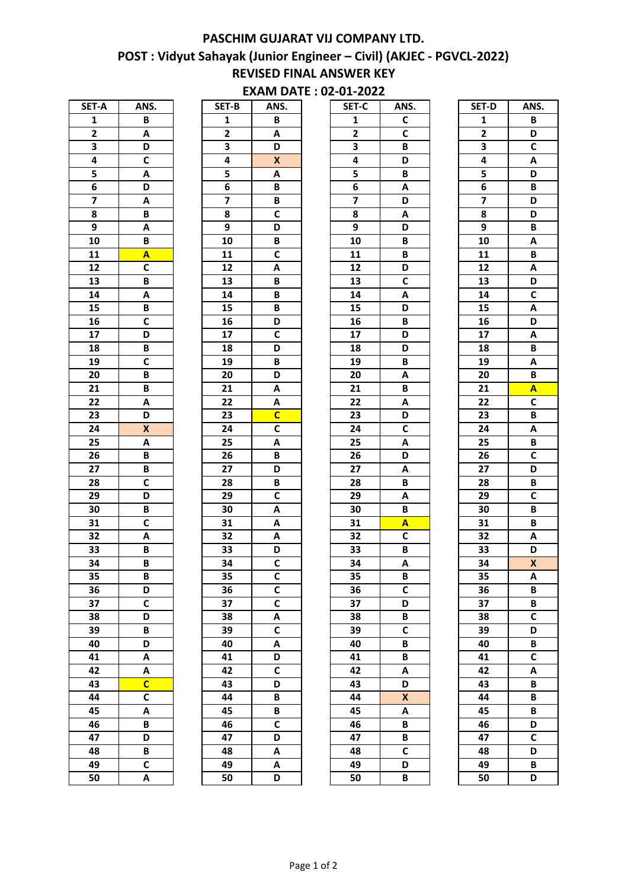# PASCHIM GUJARAT VIJ COMPANY LTD.

## POST : Vidyut Sahayak (Junior Engineer – Civil) (AKJEC - PGVCL-2022)

## REVISED FINAL ANSWER KEY

## EXAM DATE : 02-01-2022

| SET-A | ANS. | SET-B | ANS. | SET-C | ANS. | SET-D | ANS. |
|---|---|---|---|---|---|---|---|
| 1 | B | 1 | B | 1 | C | 1 | B |
| 2 | A | 2 | A | 2 | C | 2 | D |
| 3 | D | 3 | D | 3 | B | 3 | C |
| 4 | C | 4 | X | 4 | D | 4 | A |
| 5 | A | 5 | A | 5 | B | 5 | D |
| 6 | D | 6 | B | 6 | A | 6 | B |
| 7 | A | 7 | B | 7 | D | 7 | D |
| 8 | B | 8 | C | 8 | A | 8 | D |
| 9 | A | 9 | D | 9 | D | 9 | B |
| 10 | B | 10 | B | 10 | B | 10 | A |
| 11 | A | 11 | C | 11 | B | 11 | B |
| 12 | C | 12 | A | 12 | D | 12 | A |
| 13 | B | 13 | B | 13 | C | 13 | D |
| 14 | A | 14 | B | 14 | A | 14 | C |
| 15 | B | 15 | B | 15 | D | 15 | A |
| 16 | C | 16 | D | 16 | B | 16 | D |
| 17 | D | 17 | C | 17 | D | 17 | A |
| 18 | B | 18 | D | 18 | D | 18 | B |
| 19 | C | 19 | B | 19 | B | 19 | A |
| 20 | B | 20 | D | 20 | A | 20 | B |
| 21 | B | 21 | A | 21 | B | 21 | A |
| 22 | A | 22 | A | 22 | A | 22 | C |
| 23 | D | 23 | C | 23 | D | 23 | B |
| 24 | X | 24 | C | 24 | C | 24 | A |
| 25 | A | 25 | A | 25 | A | 25 | B |
| 26 | B | 26 | B | 26 | D | 26 | C |
| 27 | B | 27 | D | 27 | A | 27 | D |
| 28 | C | 28 | B | 28 | B | 28 | B |
| 29 | D | 29 | C | 29 | A | 29 | C |
| 30 | B | 30 | A | 30 | B | 30 | B |
| 31 | C | 31 | A | 31 | A | 31 | B |
| 32 | A | 32 | A | 32 | C | 32 | A |
| 33 | B | 33 | D | 33 | B | 33 | D |
| 34 | B | 34 | C | 34 | A | 34 | X |
| 35 | B | 35 | C | 35 | B | 35 | A |
| 36 | D | 36 | C | 36 | C | 36 | B |
| 37 | C | 37 | C | 37 | D | 37 | B |
| 38 | D | 38 | A | 38 | B | 38 | C |
| 39 | B | 39 | C | 39 | C | 39 | D |
| 40 | D | 40 | A | 40 | B | 40 | B |
| 41 | A | 41 | D | 41 | B | 41 | C |
| 42 | A | 42 | C | 42 | A | 42 | A |
| 43 | C | 43 | D | 43 | D | 43 | B |
| 44 | C | 44 | B | 44 | X | 44 | B |
| 45 | A | 45 | B | 45 | A | 45 | B |
| 46 | B | 46 | C | 46 | B | 46 | D |
| 47 | D | 47 | D | 47 | B | 47 | C |
| 48 | B | 48 | A | 48 | C | 48 | D |
| 49 | C | 49 | A | 49 | D | 49 | B |
| 50 | A | 50 | D | 50 | B | 50 | D |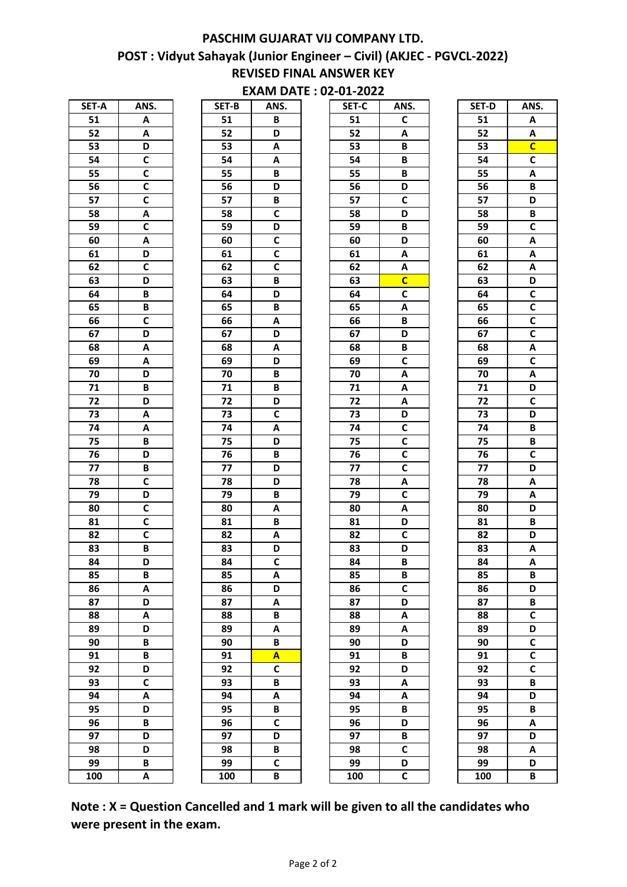# PASCHIM GUJARAT VIJ COMPANY LTD.

## POST : Vidyut Sahayak (Junior Engineer – Civil) (AKJEC - PGVCL-2022)

## REVISED FINAL ANSWER KEY

### EXAM DATE : 02-01-2022

| SET-A | ANS. | SET-B | ANS. | SET-C | ANS. | SET-D | ANS. |
|---|---|---|---|---|---|---|---|
| 51 | A | 51 | B | 51 | C | 51 | A |
| 52 | A | 52 | D | 52 | A | 52 | A |
| 53 | D | 53 | A | 53 | B | 53 | C |
| 54 | C | 54 | A | 54 | B | 54 | C |
| 55 | C | 55 | B | 55 | B | 55 | A |
| 56 | C | 56 | D | 56 | D | 56 | B |
| 57 | C | 57 | B | 57 | C | 57 | D |
| 58 | A | 58 | C | 58 | D | 58 | B |
| 59 | C | 59 | D | 59 | B | 59 | C |
| 60 | A | 60 | C | 60 | D | 60 | A |
| 61 | D | 61 | C | 61 | A | 61 | A |
| 62 | C | 62 | C | 62 | A | 62 | A |
| 63 | D | 63 | B | 63 | C | 63 | D |
| 64 | B | 64 | D | 64 | C | 64 | C |
| 65 | B | 65 | B | 65 | A | 65 | C |
| 66 | C | 66 | A | 66 | B | 66 | C |
| 67 | D | 67 | D | 67 | D | 67 | C |
| 68 | A | 68 | A | 68 | B | 68 | A |
| 69 | A | 69 | D | 69 | C | 69 | C |
| 70 | D | 70 | B | 70 | A | 70 | A |
| 71 | B | 71 | B | 71 | A | 71 | D |
| 72 | D | 72 | D | 72 | A | 72 | C |
| 73 | A | 73 | C | 73 | D | 73 | D |
| 74 | A | 74 | A | 74 | C | 74 | B |
| 75 | B | 75 | D | 75 | C | 75 | B |
| 76 | D | 76 | B | 76 | C | 76 | C |
| 77 | B | 77 | D | 77 | C | 77 | D |
| 78 | C | 78 | D | 78 | A | 78 | A |
| 79 | D | 79 | B | 79 | C | 79 | A |
| 80 | C | 80 | A | 80 | A | 80 | D |
| 81 | C | 81 | B | 81 | D | 81 | B |
| 82 | C | 82 | A | 82 | C | 82 | D |
| 83 | B | 83 | D | 83 | D | 83 | A |
| 84 | D | 84 | C | 84 | B | 84 | A |
| 85 | B | 85 | A | 85 | B | 85 | B |
| 86 | A | 86 | D | 86 | C | 86 | D |
| 87 | D | 87 | A | 87 | D | 87 | B |
| 88 | A | 88 | B | 88 | A | 88 | C |
| 89 | D | 89 | A | 89 | A | 89 | D |
| 90 | B | 90 | B | 90 | D | 90 | C |
| 91 | B | 91 | A | 91 | B | 91 | C |
| 92 | D | 92 | C | 92 | D | 92 | C |
| 93 | C | 93 | B | 93 | A | 93 | B |
| 94 | A | 94 | A | 94 | A | 94 | D |
| 95 | D | 95 | B | 95 | B | 95 | B |
| 96 | B | 96 | C | 96 | D | 96 | A |
| 97 | D | 97 | D | 97 | B | 97 | D |
| 98 | D | 98 | B | 98 | C | 98 | A |
| 99 | B | 99 | C | 99 | D | 99 | D |
| 100 | A | 100 | B | 100 | C | 100 | B |

**Note : X = Question Cancelled and 1 mark will be given to all the candidates who were present in the exam.**